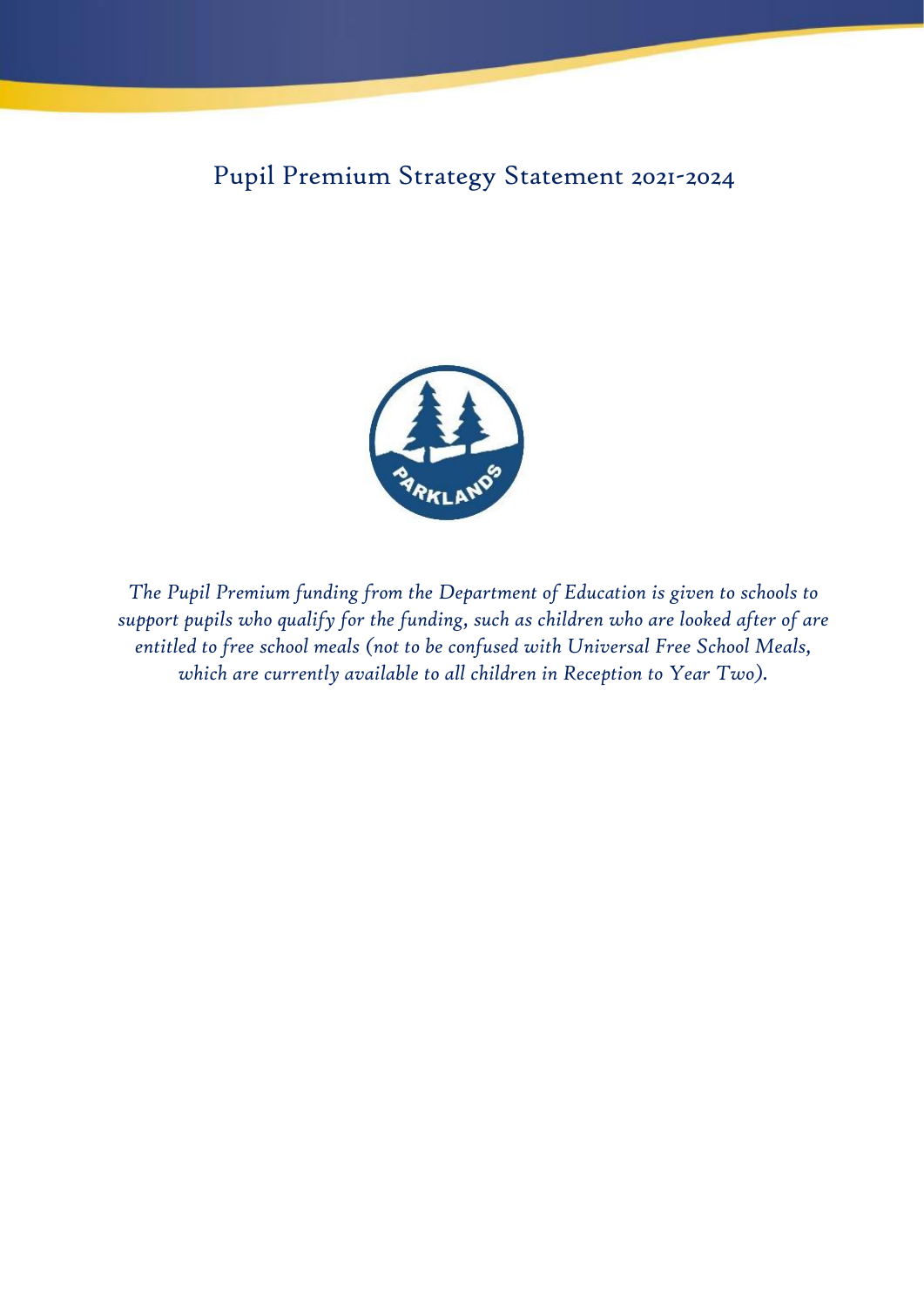# Pupil Premium Strategy Statement 2021-2024

*The Pupil Premium funding from the Department of Education is given to schools to support pupils who qualify for the funding, such as children who are looked after of are entitled to free school meals (not to be confused with Universal Free School Meals, which are currently available to all children in Reception to Year Two).*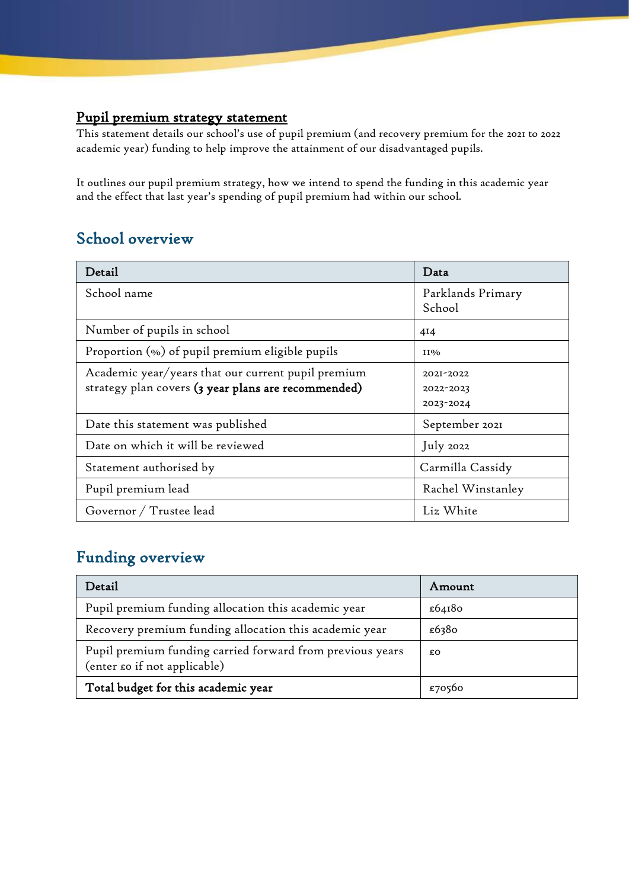## Pupil premium strategy statement

This statement details our school's use of pupil premium (and recovery premium for the 2021 to 2022 academic year) funding to help improve the attainment of our disadvantaged pupils.

It outlines our pupil premium strategy, how we intend to spend the funding in this academic year and the effect that last year's spending of pupil premium had within our school.

## School overview

| Detail | Data |
|---|---|
| School name | Parklands Primary School |
| Number of pupils in school | 414 |
| Proportion (%) of pupil premium eligible pupils | 11% |
| Academic year/years that our current pupil premium strategy plan covers **(3 year plans are recommended)** | 2021-2022<br>2022-2023<br>2023-2024 |
| Date this statement was published | September 2021 |
| Date on which it will be reviewed | July 2022 |
| Statement authorised by | Carmilla Cassidy |
| Pupil premium lead | Rachel Winstanley |
| Governor / Trustee lead | Liz White |

## Funding overview

| Detail | Amount |
|---|---|
| Pupil premium funding allocation this academic year | £64180 |
| Recovery premium funding allocation this academic year | £6380 |
| Pupil premium funding carried forward from previous years (enter £0 if not applicable) | £0 |
| **Total budget for this academic year** | £70560 |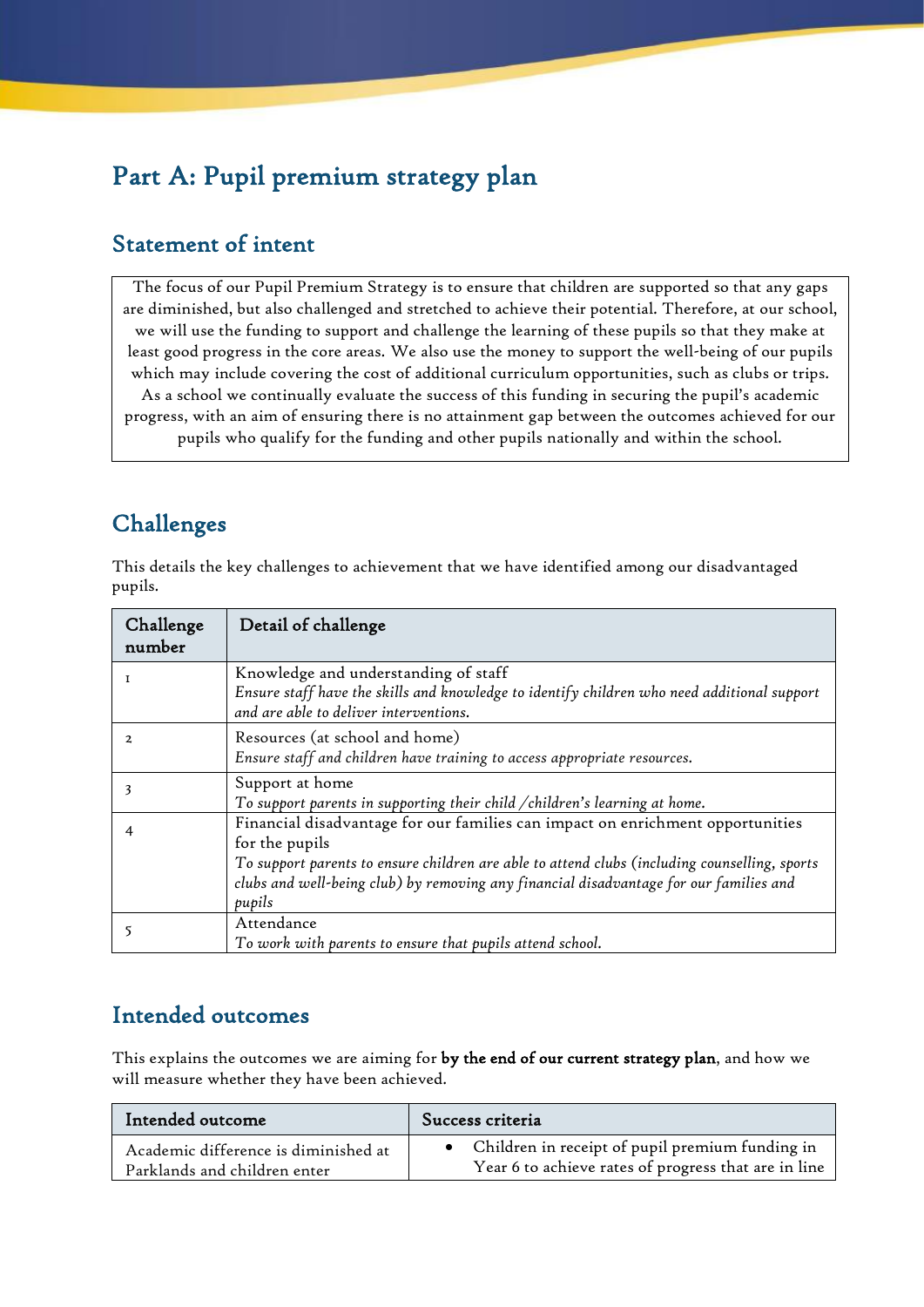# Part A: Pupil premium strategy plan

## Statement of intent

The focus of our Pupil Premium Strategy is to ensure that children are supported so that any gaps are diminished, but also challenged and stretched to achieve their potential. Therefore, at our school, we will use the funding to support and challenge the learning of these pupils so that they make at least good progress in the core areas. We also use the money to support the well-being of our pupils which may include covering the cost of additional curriculum opportunities, such as clubs or trips. As a school we continually evaluate the success of this funding in securing the pupil's academic progress, with an aim of ensuring there is no attainment gap between the outcomes achieved for our pupils who qualify for the funding and other pupils nationally and within the school.

## Challenges

This details the key challenges to achievement that we have identified among our disadvantaged pupils.

| Challenge number | Detail of challenge |
|---|---|
| 1 | Knowledge and understanding of staff<br>*Ensure staff have the skills and knowledge to identify children who need additional support and are able to deliver interventions.* |
| 2 | Resources (at school and home)<br>*Ensure staff and children have training to access appropriate resources.* |
| 3 | Support at home<br>*To support parents in supporting their child /children's learning at home.* |
| 4 | Financial disadvantage for our families can impact on enrichment opportunities for the pupils<br>*To support parents to ensure children are able to attend clubs (including counselling, sports clubs and well-being club) by removing any financial disadvantage for our families and pupils* |
| 5 | Attendance<br>*To work with parents to ensure that pupils attend school.* |

## Intended outcomes

This explains the outcomes we are aiming for **by the end of our current strategy plan**, and how we will measure whether they have been achieved.

| Intended outcome | Success criteria |
|---|---|
| Academic difference is diminished at Parklands and children enter | • Children in receipt of pupil premium funding in Year 6 to achieve rates of progress that are in line |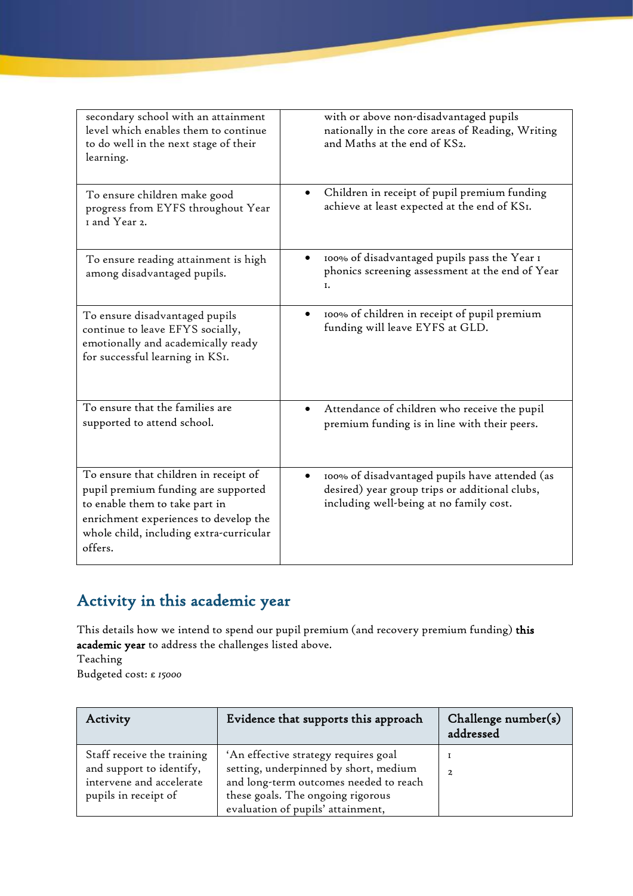| | |
|---|---|
| secondary school with an attainment level which enables them to continue to do well in the next stage of their learning. | with or above non-disadvantaged pupils nationally in the core areas of Reading, Writing and Maths at the end of KS2. |
| To ensure children make good progress from EYFS throughout Year 1 and Year 2. | • Children in receipt of pupil premium funding achieve at least expected at the end of KS1. |
| To ensure reading attainment is high among disadvantaged pupils. | • 100% of disadvantaged pupils pass the Year 1 phonics screening assessment at the end of Year 1. |
| To ensure disadvantaged pupils continue to leave EFYS socially, emotionally and academically ready for successful learning in KS1. | • 100% of children in receipt of pupil premium funding will leave EYFS at GLD. |
| To ensure that the families are supported to attend school. | • Attendance of children who receive the pupil premium funding is in line with their peers. |
| To ensure that children in receipt of pupil premium funding are supported to enable them to take part in enrichment experiences to develop the whole child, including extra-curricular offers. | • 100% of disadvantaged pupils have attended (as desired) year group trips or additional clubs, including well-being at no family cost. |

## Activity in this academic year

This details how we intend to spend our pupil premium (and recovery premium funding) **this academic year** to address the challenges listed above.

Teaching

Budgeted cost: £ *15000*

| Activity | Evidence that supports this approach | Challenge number(s) addressed |
|---|---|---|
| Staff receive the training and support to identify, intervene and accelerate pupils in receipt of | 'An effective strategy requires goal setting, underpinned by short, medium and long-term outcomes needed to reach these goals. The ongoing rigorous evaluation of pupils' attainment, | 1<br>2 |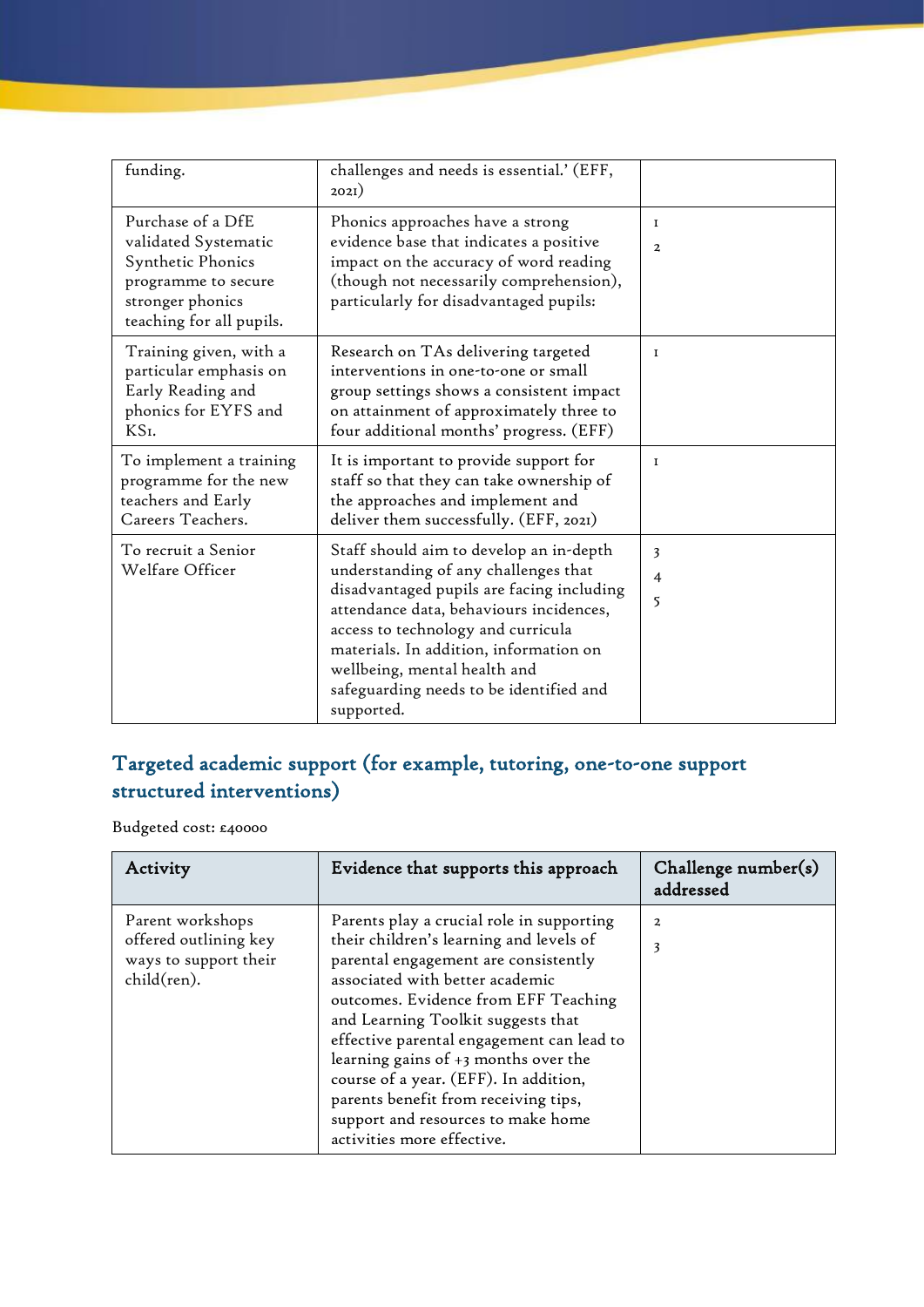| | | |
|---|---|---|
| funding. | challenges and needs is essential.' (EFF, 2021) | |
| Purchase of a DfE validated Systematic Synthetic Phonics programme to secure stronger phonics teaching for all pupils. | Phonics approaches have a strong evidence base that indicates a positive impact on the accuracy of word reading (though not necessarily comprehension), particularly for disadvantaged pupils: | 1<br>2 |
| Training given, with a particular emphasis on Early Reading and phonics for EYFS and KS1. | Research on TAs delivering targeted interventions in one-to-one or small group settings shows a consistent impact on attainment of approximately three to four additional months' progress. (EFF) | 1 |
| To implement a training programme for the new teachers and Early Careers Teachers. | It is important to provide support for staff so that they can take ownership of the approaches and implement and deliver them successfully. (EFF, 2021) | 1 |
| To recruit a Senior Welfare Officer | Staff should aim to develop an in-depth understanding of any challenges that disadvantaged pupils are facing including attendance data, behaviours incidences, access to technology and curricula materials. In addition, information on wellbeing, mental health and safeguarding needs to be identified and supported. | 3<br>4<br>5 |

## Targeted academic support (for example, tutoring, one-to-one support structured interventions)

Budgeted cost: £40000

| Activity | Evidence that supports this approach | Challenge number(s) addressed |
|---|---|---|
| Parent workshops offered outlining key ways to support their child(ren). | Parents play a crucial role in supporting their children's learning and levels of parental engagement are consistently associated with better academic outcomes. Evidence from EFF Teaching and Learning Toolkit suggests that effective parental engagement can lead to learning gains of +3 months over the course of a year. (EFF). In addition, parents benefit from receiving tips, support and resources to make home activities more effective. | 2<br>3 |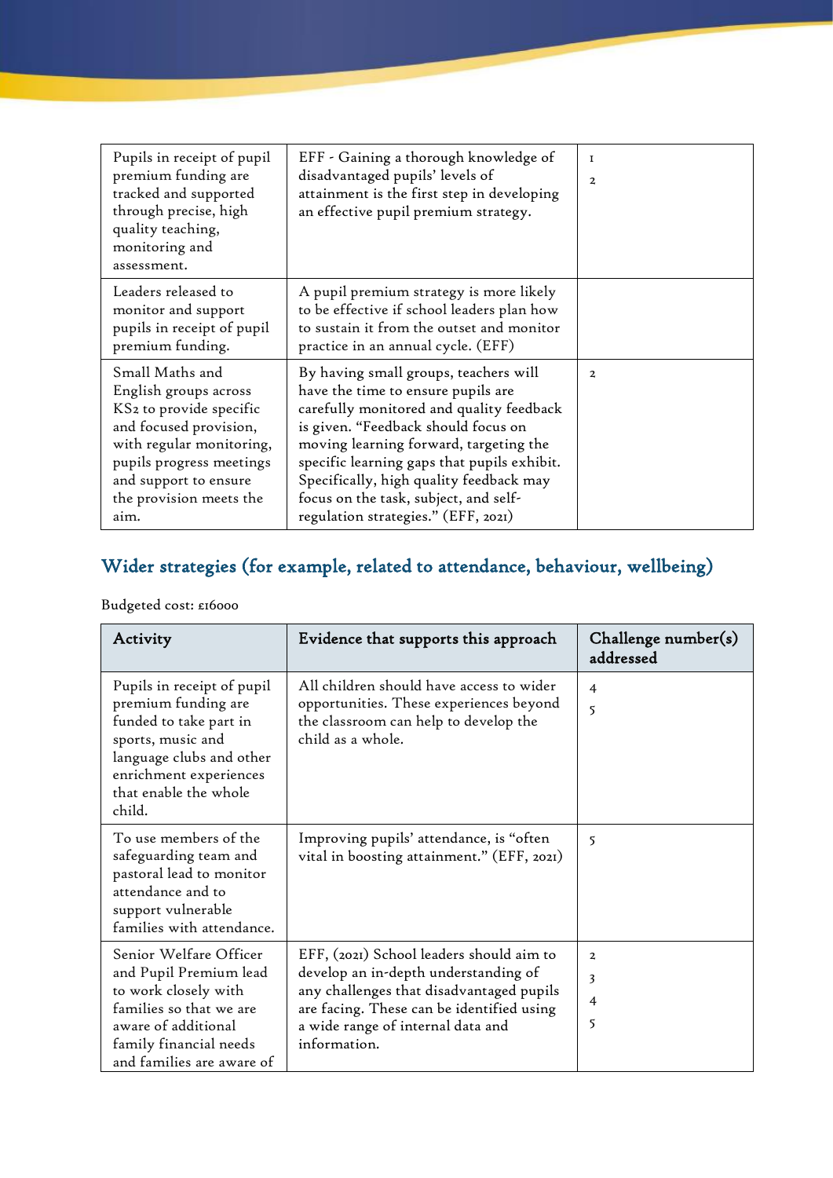| | | |
|---|---|---|
| Pupils in receipt of pupil premium funding are tracked and supported through precise, high quality teaching, monitoring and assessment. | EFF - Gaining a thorough knowledge of disadvantaged pupils' levels of attainment is the first step in developing an effective pupil premium strategy. | 1<br>2 |
| Leaders released to monitor and support pupils in receipt of pupil premium funding. | A pupil premium strategy is more likely to be effective if school leaders plan how to sustain it from the outset and monitor practice in an annual cycle. (EFF) | |
| Small Maths and English groups across KS2 to provide specific and focused provision, with regular monitoring, pupils progress meetings and support to ensure the provision meets the aim. | By having small groups, teachers will have the time to ensure pupils are carefully monitored and quality feedback is given. "Feedback should focus on moving learning forward, targeting the specific learning gaps that pupils exhibit. Specifically, high quality feedback may focus on the task, subject, and self-regulation strategies." (EFF, 2021) | 2 |

## Wider strategies (for example, related to attendance, behaviour, wellbeing)

Budgeted cost: £16000

| Activity | Evidence that supports this approach | Challenge number(s) addressed |
|---|---|---|
| Pupils in receipt of pupil premium funding are funded to take part in sports, music and language clubs and other enrichment experiences that enable the whole child. | All children should have access to wider opportunities. These experiences beyond the classroom can help to develop the child as a whole. | 4<br>5 |
| To use members of the safeguarding team and pastoral lead to monitor attendance and to support vulnerable families with attendance. | Improving pupils' attendance, is "often vital in boosting attainment." (EFF, 2021) | 5 |
| Senior Welfare Officer and Pupil Premium lead to work closely with families so that we are aware of additional family financial needs and families are aware of | EFF, (2021) School leaders should aim to develop an in-depth understanding of any challenges that disadvantaged pupils are facing. These can be identified using a wide range of internal data and information. | 2<br>3<br>4<br>5 |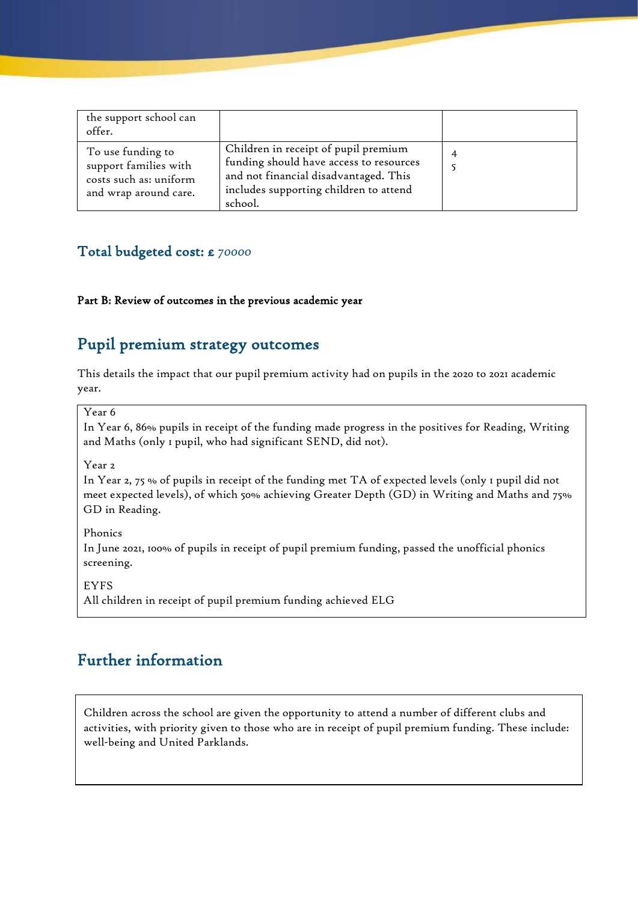| | | |
|---|---|---|
| the support school can offer. | | |
| To use funding to support families with costs such as: uniform and wrap around care. | Children in receipt of pupil premium funding should have access to resources and not financial disadvantaged. This includes supporting children to attend school. | 4<br>5 |

## Total budgeted cost: £ *70000*

**Part B: Review of outcomes in the previous academic year**

## Pupil premium strategy outcomes

This details the impact that our pupil premium activity had on pupils in the 2020 to 2021 academic year.

| |
|---|
| Year 6<br>In Year 6, 86% pupils in receipt of the funding made progress in the positives for Reading, Writing and Maths (only 1 pupil, who had significant SEND, did not).<br><br>Year 2<br>In Year 2, 75 % of pupils in receipt of the funding met TA of expected levels (only 1 pupil did not meet expected levels), of which 50% achieving Greater Depth (GD) in Writing and Maths and 75% GD in Reading.<br><br>Phonics<br>In June 2021, 100% of pupils in receipt of pupil premium funding, passed the unofficial phonics screening.<br><br>EYFS<br>All children in receipt of pupil premium funding achieved ELG |

## Further information

| |
|---|
| Children across the school are given the opportunity to attend a number of different clubs and activities, with priority given to those who are in receipt of pupil premium funding. These include: well-being and United Parklands. |